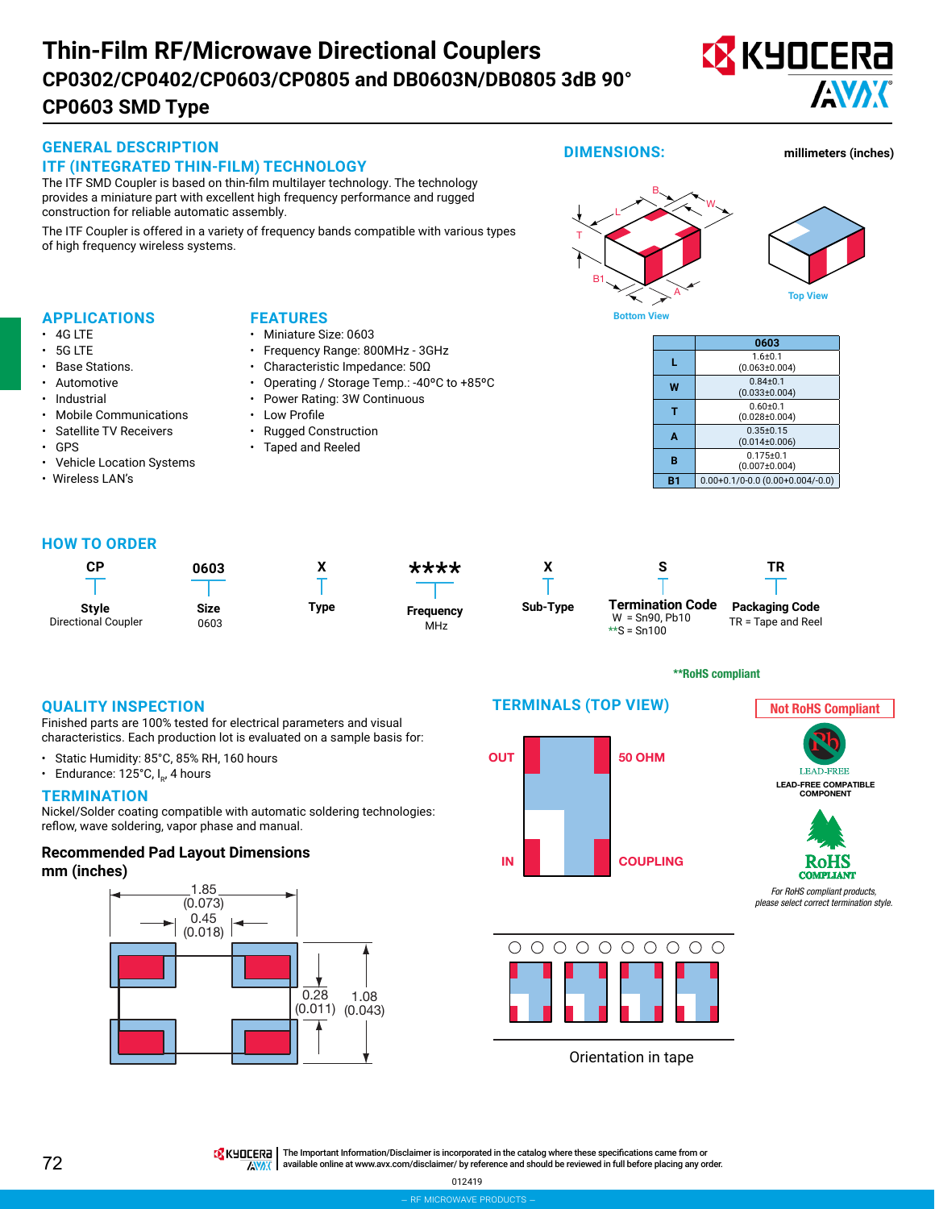# Thin-Film RF/Microwave Directional Couplers

## CP0302/CP0402/CP0603/CP0805 and DB0603N/DB0805 3dB 90°

## CP0603 SMD Type

### GENERAL DESCRIPTION

### ITF (INTEGRATED THIN-FILM) TECHNOLOGY

The ITF SMD Coupler is based on thin-film multilayer technology. The technology provides a miniature part with excellent high frequency performance and rugged construction for reliable automatic assembly.

The ITF Coupler is offered in a variety of frequency bands compatible with various types of high frequency wireless systems.

### DIMENSIONS:

millimeters (inches)

Bottom View

Top View

| | 0603 |
|---|---|
| L | 1.6±0.1 (0.063±0.004) |
| W | 0.84±0.1 (0.033±0.004) |
| T | 0.60±0.1 (0.028±0.004) |
| A | 0.35±0.15 (0.014±0.006) |
| B | 0.175±0.1 (0.007±0.004) |
| B1 | 0.00+0.1/0-0.0 (0.00+0.004/-0.0) |

### APPLICATIONS

- 4G LTE
- 5G LTE
- Base Stations.
- Automotive
- Industrial
- Mobile Communications
- Satellite TV Receivers
- GPS
- Vehicle Location Systems
- Wireless LAN's

### FEATURES

- Miniature Size: 0603
- Frequency Range: 800MHz - 3GHz
- Characteristic Impedance: 50Ω
- Operating / Storage Temp.: -40°C to +85°C
- Power Rating: 3W Continuous
- Low Profile
- Rugged Construction
- Taped and Reeled

### HOW TO ORDER

| CP | 0603 | X | **** | X | S | TR |
|---|---|---|---|---|---|---|
| **Style** Directional Coupler | **Size** 0603 | **Type** | **Frequency** MHz | **Sub-Type** | **Termination Code** W = Sn90, Pb10 **S = Sn100 | **Packaging Code** TR = Tape and Reel |

**RoHS compliant

### QUALITY INSPECTION

Finished parts are 100% tested for electrical parameters and visual characteristics. Each production lot is evaluated on a sample basis for:

- Static Humidity: 85°C, 85% RH, 160 hours
- Endurance: 125°C, $I_R$, 4 hours

### TERMINATION

Nickel/Solder coating compatible with automatic soldering technologies: reflow, wave soldering, vapor phase and manual.

### Recommended Pad Layout Dimensions mm (inches)

1.85 (0.073)
0.45 (0.018)
0.28 (0.011)
1.08 (0.043)

### TERMINALS (TOP VIEW)

OUT — 50 OHM
IN — COUPLING

Orientation in tape

Not RoHS Compliant

LEAD-FREE
LEAD-FREE COMPATIBLE COMPONENT

RoHS COMPLIANT

*For RoHS compliant products, please select correct termination style.*

The Important Information/Disclaimer is incorporated in the catalog where these specifications came from or available online at www.avx.com/disclaimer/ by reference and should be reviewed in full before placing any order.

012419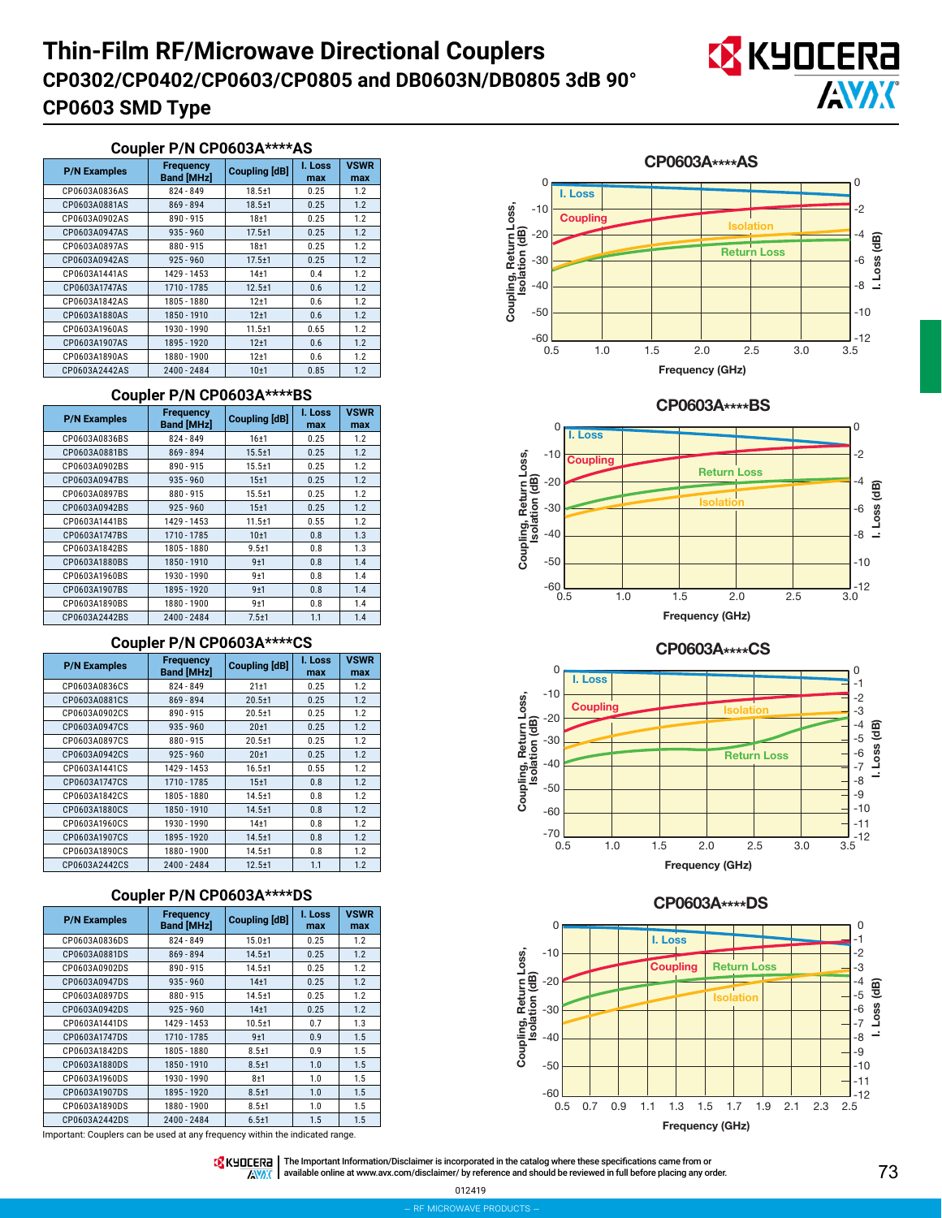# Thin-Film RF/Microwave Directional Couplers

## CP0302/CP0402/CP0603/CP0805 and DB0603N/DB0805 3dB 90°

## CP0603 SMD Type

### Coupler P/N CP0603A****AS

| P/N Examples | Frequency Band [MHz] | Coupling [dB] | I. Loss max | VSWR max |
|---|---|---|---|---|
| CP0603A0836AS | 824 - 849 | 18.5±1 | 0.25 | 1.2 |
| CP0603A0881AS | 869 - 894 | 18.5±1 | 0.25 | 1.2 |
| CP0603A0902AS | 890 - 915 | 18±1 | 0.25 | 1.2 |
| CP0603A0947AS | 935 - 960 | 17.5±1 | 0.25 | 1.2 |
| CP0603A0897AS | 880 - 915 | 18±1 | 0.25 | 1.2 |
| CP0603A0942AS | 925 - 960 | 17.5±1 | 0.25 | 1.2 |
| CP0603A1441AS | 1429 - 1453 | 14±1 | 0.4 | 1.2 |
| CP0603A1747AS | 1710 - 1785 | 12.5±1 | 0.6 | 1.2 |
| CP0603A1842AS | 1805 - 1880 | 12±1 | 0.6 | 1.2 |
| CP0603A1880AS | 1850 - 1910 | 12±1 | 0.6 | 1.2 |
| CP0603A1960AS | 1930 - 1990 | 11.5±1 | 0.65 | 1.2 |
| CP0603A1907AS | 1895 - 1920 | 12±1 | 0.6 | 1.2 |
| CP0603A1890AS | 1880 - 1900 | 12±1 | 0.6 | 1.2 |
| CP0603A2442AS | 2400 - 2484 | 10±1 | 0.85 | 1.2 |

### Coupler P/N CP0603A****BS

| P/N Examples | Frequency Band [MHz] | Coupling [dB] | I. Loss max | VSWR max |
|---|---|---|---|---|
| CP0603A0836BS | 824 - 849 | 16±1 | 0.25 | 1.2 |
| CP0603A0881BS | 869 - 894 | 15.5±1 | 0.25 | 1.2 |
| CP0603A0902BS | 890 - 915 | 15.5±1 | 0.25 | 1.2 |
| CP0603A0947BS | 935 - 960 | 15±1 | 0.25 | 1.2 |
| CP0603A0897BS | 880 - 915 | 15.5±1 | 0.25 | 1.2 |
| CP0603A0942BS | 925 - 960 | 15±1 | 0.25 | 1.2 |
| CP0603A1441BS | 1429 - 1453 | 11.5±1 | 0.55 | 1.2 |
| CP0603A1747BS | 1710 - 1785 | 10±1 | 0.8 | 1.3 |
| CP0603A1842BS | 1805 - 1880 | 9.5±1 | 0.8 | 1.3 |
| CP0603A1880BS | 1850 - 1910 | 9±1 | 0.8 | 1.4 |
| CP0603A1960BS | 1930 - 1990 | 9±1 | 0.8 | 1.4 |
| CP0603A1907BS | 1895 - 1920 | 9±1 | 0.8 | 1.4 |
| CP0603A1890BS | 1880 - 1900 | 9±1 | 0.8 | 1.4 |
| CP0603A2442BS | 2400 - 2484 | 7.5±1 | 1.1 | 1.4 |

### Coupler P/N CP0603A****CS

| P/N Examples | Frequency Band [MHz] | Coupling [dB] | I. Loss max | VSWR max |
|---|---|---|---|---|
| CP0603A0836CS | 824 - 849 | 21±1 | 0.25 | 1.2 |
| CP0603A0881CS | 869 - 894 | 20.5±1 | 0.25 | 1.2 |
| CP0603A0902CS | 890 - 915 | 20.5±1 | 0.25 | 1.2 |
| CP0603A0947CS | 935 - 960 | 20±1 | 0.25 | 1.2 |
| CP0603A0897CS | 880 - 915 | 20.5±1 | 0.25 | 1.2 |
| CP0603A0942CS | 925 - 960 | 20±1 | 0.25 | 1.2 |
| CP0603A1441CS | 1429 - 1453 | 16.5±1 | 0.55 | 1.2 |
| CP0603A1747CS | 1710 - 1785 | 15±1 | 0.8 | 1.2 |
| CP0603A1842CS | 1805 - 1880 | 14.5±1 | 0.8 | 1.2 |
| CP0603A1880CS | 1850 - 1910 | 14.5±1 | 0.8 | 1.2 |
| CP0603A1960CS | 1930 - 1990 | 14±1 | 0.8 | 1.2 |
| CP0603A1907CS | 1895 - 1920 | 14.5±1 | 0.8 | 1.2 |
| CP0603A1890CS | 1880 - 1900 | 14.5±1 | 0.8 | 1.2 |
| CP0603A2442CS | 2400 - 2484 | 12.5±1 | 1.1 | 1.2 |

### Coupler P/N CP0603A****DS

| P/N Examples | Frequency Band [MHz] | Coupling [dB] | I. Loss max | VSWR max |
|---|---|---|---|---|
| CP0603A0836DS | 824 - 849 | 15.0±1 | 0.25 | 1.2 |
| CP0603A0881DS | 869 - 894 | 14.5±1 | 0.25 | 1.2 |
| CP0603A0902DS | 890 - 915 | 14.5±1 | 0.25 | 1.2 |
| CP0603A0947DS | 935 - 960 | 14±1 | 0.25 | 1.2 |
| CP0603A0897DS | 880 - 915 | 14.5±1 | 0.25 | 1.2 |
| CP0603A0942DS | 925 - 960 | 14±1 | 0.25 | 1.2 |
| CP0603A1441DS | 1429 - 1453 | 10.5±1 | 0.7 | 1.3 |
| CP0603A1747DS | 1710 - 1785 | 9±1 | 0.9 | 1.5 |
| CP0603A1842DS | 1805 - 1880 | 8.5±1 | 0.9 | 1.5 |
| CP0603A1880DS | 1850 - 1910 | 8.5±1 | 1.0 | 1.5 |
| CP0603A1960DS | 1930 - 1990 | 8±1 | 1.0 | 1.5 |
| CP0603A1907DS | 1895 - 1920 | 8.5±1 | 1.0 | 1.5 |
| CP0603A1890DS | 1880 - 1900 | 8.5±1 | 1.0 | 1.5 |
| CP0603A2442DS | 2400 - 2484 | 6.5±1 | 1.5 | 1.5 |

Important: Couplers can be used at any frequency within the indicated range.

The Important Information/Disclaimer is incorporated in the catalog where these specifications came from or available online at www.avx.com/disclaimer/ by reference and should be reviewed in full before placing any order.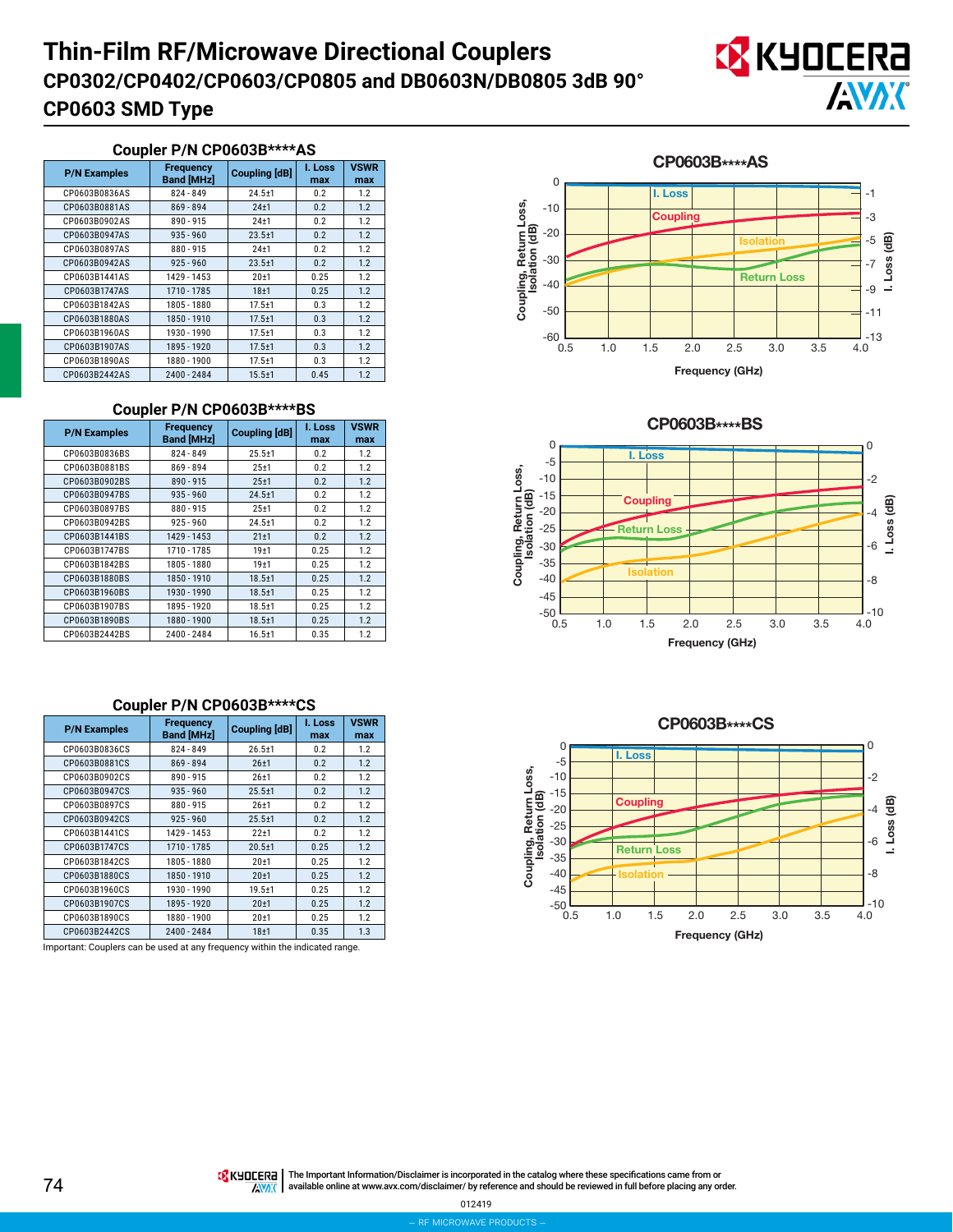# Thin-Film RF/Microwave Directional Couplers

## CP0302/CP0402/CP0603/CP0805 and DB0603N/DB0805 3dB 90°

## CP0603 SMD Type

### Coupler P/N CP0603B****AS

| P/N Examples | Frequency Band [MHz] | Coupling [dB] | I. Loss max | VSWR max |
|---|---|---|---|---|
| CP0603B0836AS | 824 - 849 | 24.5±1 | 0.2 | 1.2 |
| CP0603B0881AS | 869 - 894 | 24±1 | 0.2 | 1.2 |
| CP0603B0902AS | 890 - 915 | 24±1 | 0.2 | 1.2 |
| CP0603B0947AS | 935 - 960 | 23.5±1 | 0.2 | 1.2 |
| CP0603B0897AS | 880 - 915 | 24±1 | 0.2 | 1.2 |
| CP0603B0942AS | 925 - 960 | 23.5±1 | 0.2 | 1.2 |
| CP0603B1441AS | 1429 - 1453 | 20±1 | 0.25 | 1.2 |
| CP0603B1747AS | 1710 - 1785 | 18±1 | 0.25 | 1.2 |
| CP0603B1842AS | 1805 - 1880 | 17.5±1 | 0.3 | 1.2 |
| CP0603B1880AS | 1850 - 1910 | 17.5±1 | 0.3 | 1.2 |
| CP0603B1960AS | 1930 - 1990 | 17.5±1 | 0.3 | 1.2 |
| CP0603B1907AS | 1895 - 1920 | 17.5±1 | 0.3 | 1.2 |
| CP0603B1890AS | 1880 - 1900 | 17.5±1 | 0.3 | 1.2 |
| CP0603B2442AS | 2400 - 2484 | 15.5±1 | 0.45 | 1.2 |

**CP0603B****AS**

(Chart: Coupling, Return Loss, Isolation (dB) and I. Loss (dB) vs. Frequency (GHz), 0.5–4.0 GHz; curves: I. Loss, Coupling, Isolation, Return Loss)

### Coupler P/N CP0603B****BS

| P/N Examples | Frequency Band [MHz] | Coupling [dB] | I. Loss max | VSWR max |
|---|---|---|---|---|
| CP0603B0836BS | 824 - 849 | 25.5±1 | 0.2 | 1.2 |
| CP0603B0881BS | 869 - 894 | 25±1 | 0.2 | 1.2 |
| CP0603B0902BS | 890 - 915 | 25±1 | 0.2 | 1.2 |
| CP0603B0947BS | 935 - 960 | 24.5±1 | 0.2 | 1.2 |
| CP0603B0897BS | 880 - 915 | 25±1 | 0.2 | 1.2 |
| CP0603B0942BS | 925 - 960 | 24.5±1 | 0.2 | 1.2 |
| CP0603B1441BS | 1429 - 1453 | 21±1 | 0.2 | 1.2 |
| CP0603B1747BS | 1710 - 1785 | 19±1 | 0.25 | 1.2 |
| CP0603B1842BS | 1805 - 1880 | 19±1 | 0.25 | 1.2 |
| CP0603B1880BS | 1850 - 1910 | 18.5±1 | 0.25 | 1.2 |
| CP0603B1960BS | 1930 - 1990 | 18.5±1 | 0.25 | 1.2 |
| CP0603B1907BS | 1895 - 1920 | 18.5±1 | 0.25 | 1.2 |
| CP0603B1890BS | 1880 - 1900 | 18.5±1 | 0.25 | 1.2 |
| CP0603B2442BS | 2400 - 2484 | 16.5±1 | 0.35 | 1.2 |

**CP0603B****BS**

(Chart: Coupling, Return Loss, Isolation (dB) and I. Loss (dB) vs. Frequency (GHz), 0.5–4.0 GHz; curves: I. Loss, Coupling, Return Loss, Isolation)

### Coupler P/N CP0603B****CS

| P/N Examples | Frequency Band [MHz] | Coupling [dB] | I. Loss max | VSWR max |
|---|---|---|---|---|
| CP0603B0836CS | 824 - 849 | 26.5±1 | 0.2 | 1.2 |
| CP0603B0881CS | 869 - 894 | 26±1 | 0.2 | 1.2 |
| CP0603B0902CS | 890 - 915 | 26±1 | 0.2 | 1.2 |
| CP0603B0947CS | 935 - 960 | 25.5±1 | 0.2 | 1.2 |
| CP0603B0897CS | 880 - 915 | 26±1 | 0.2 | 1.2 |
| CP0603B0942CS | 925 - 960 | 25.5±1 | 0.2 | 1.2 |
| CP0603B1441CS | 1429 - 1453 | 22±1 | 0.2 | 1.2 |
| CP0603B1747CS | 1710 - 1785 | 20.5±1 | 0.25 | 1.2 |
| CP0603B1842CS | 1805 - 1880 | 20±1 | 0.25 | 1.2 |
| CP0603B1880CS | 1850 - 1910 | 20±1 | 0.25 | 1.2 |
| CP0603B1960CS | 1930 - 1990 | 19.5±1 | 0.25 | 1.2 |
| CP0603B1907CS | 1895 - 1920 | 20±1 | 0.25 | 1.2 |
| CP0603B1890CS | 1880 - 1900 | 20±1 | 0.25 | 1.2 |
| CP0603B2442CS | 2400 - 2484 | 18±1 | 0.35 | 1.3 |

Important: Couplers can be used at any frequency within the indicated range.

**CP0603B****CS**

(Chart: Coupling, Return Loss, Isolation (dB) and I. Loss (dB) vs. Frequency (GHz), 0.5–4.0 GHz; curves: I. Loss, Coupling, Return Loss, Isolation)

The Important Information/Disclaimer is incorporated in the catalog where these specifications came from or available online at www.avx.com/disclaimer/ by reference and should be reviewed in full before placing any order.

012419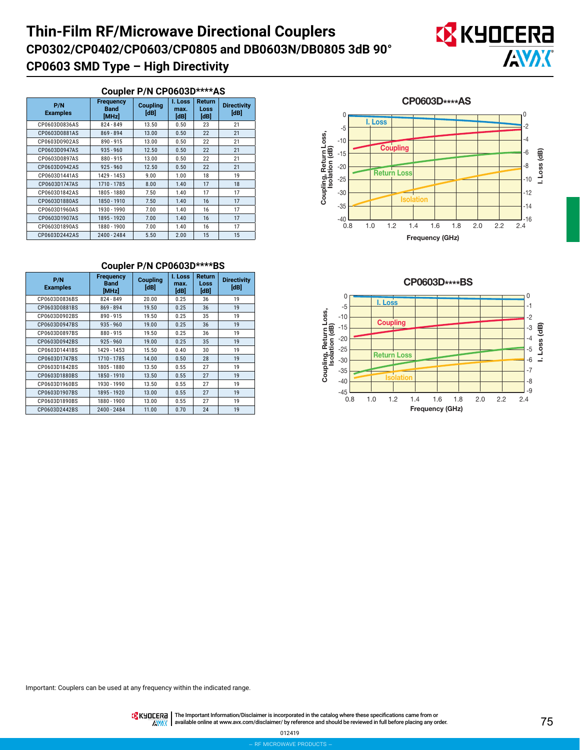# Thin-Film RF/Microwave Directional Couplers

## CP0302/CP0402/CP0603/CP0805 and DB0603N/DB0805 3dB 90°

## CP0603 SMD Type – High Directivity

### Coupler P/N CP0603D****AS

| P/N Examples | Frequency Band [MHz] | Coupling [dB] | I. Loss max. [dB] | Return Loss [dB] | Directivity [dB] |
|---|---|---|---|---|---|
| CP0603D0836AS | 824 - 849 | 13.50 | 0.50 | 23 | 21 |
| CP0603D0881AS | 869 - 894 | 13.00 | 0.50 | 22 | 21 |
| CP0603D0902AS | 890 - 915 | 13.00 | 0.50 | 22 | 21 |
| CP0603D0947AS | 935 - 960 | 12.50 | 0.50 | 22 | 21 |
| CP0603D0897AS | 880 - 915 | 13.00 | 0.50 | 22 | 21 |
| CP0603D0942AS | 925 - 960 | 12.50 | 0.50 | 22 | 21 |
| CP0603D1441AS | 1429 - 1453 | 9.00 | 1.00 | 18 | 19 |
| CP0603D1747AS | 1710 - 1785 | 8.00 | 1.40 | 17 | 18 |
| CP0603D1842AS | 1805 - 1880 | 7.50 | 1.40 | 17 | 17 |
| CP0603D1880AS | 1850 - 1910 | 7.50 | 1.40 | 16 | 17 |
| CP0603D1960AS | 1930 - 1990 | 7.00 | 1.40 | 16 | 17 |
| CP0603D1907AS | 1895 - 1920 | 7.00 | 1.40 | 16 | 17 |
| CP0603D1890AS | 1880 - 1900 | 7.00 | 1.40 | 16 | 17 |
| CP0603D2442AS | 2400 - 2484 | 5.50 | 2.00 | 15 | 15 |

CP0603D****AS

Coupling, Return Loss, Isolation (dB)
0, -5, -10, -15, -20, -25, -30, -35, -40

I. Loss (dB)
0, -2, -4, -6, -8, -10, -12, -14, -16

I. Loss
Coupling
Return Loss
Isolation

Frequency (GHz)
0.8, 1.0, 1.2, 1.4, 1.6, 1.8, 2.0, 2.2, 2.4

### Coupler P/N CP0603D****BS

| P/N Examples | Frequency Band [MHz] | Coupling [dB] | I. Loss max. [dB] | Return Loss [dB] | Directivity [dB] |
|---|---|---|---|---|---|
| CP0603D0836BS | 824 - 849 | 20.00 | 0.25 | 36 | 19 |
| CP0603D0881BS | 869 - 894 | 19.50 | 0.25 | 36 | 19 |
| CP0603D0902BS | 890 - 915 | 19.50 | 0.25 | 35 | 19 |
| CP0603D0947BS | 935 - 960 | 19.00 | 0.25 | 36 | 19 |
| CP0603D0897BS | 880 - 915 | 19.50 | 0.25 | 36 | 19 |
| CP0603D0942BS | 925 - 960 | 19.00 | 0.25 | 35 | 19 |
| CP0603D1441BS | 1429 - 1453 | 15.50 | 0.40 | 30 | 19 |
| CP0603D1747BS | 1710 - 1785 | 14.00 | 0.50 | 28 | 19 |
| CP0603D1842BS | 1805 - 1880 | 13.50 | 0.55 | 27 | 19 |
| CP0603D1880BS | 1850 - 1910 | 13.50 | 0.55 | 27 | 19 |
| CP0603D1960BS | 1930 - 1990 | 13.50 | 0.55 | 27 | 19 |
| CP0603D1907BS | 1895 - 1920 | 13.00 | 0.55 | 27 | 19 |
| CP0603D1890BS | 1880 - 1900 | 13.00 | 0.55 | 27 | 19 |
| CP0603D2442BS | 2400 - 2484 | 11.00 | 0.70 | 24 | 19 |

CP0603D****BS

Coupling, Return Loss, Isolation (dB)
0, -5, -10, -15, -20, -25, -30, -35, -40, -45

I. Loss (dB)
0, -1, -2, -3, -4, -5, -6, -7, -8, -9

I. Loss
Coupling
Return Loss
Isolation

Frequency (GHz)
0.8, 1.0, 1.2, 1.4, 1.6, 1.8, 2.0, 2.2, 2.4

Important: Couplers can be used at any frequency within the indicated range.

The Important Information/Disclaimer is incorporated in the catalog where these specifications came from or available online at www.avx.com/disclaimer/ by reference and should be reviewed in full before placing any order.

012419